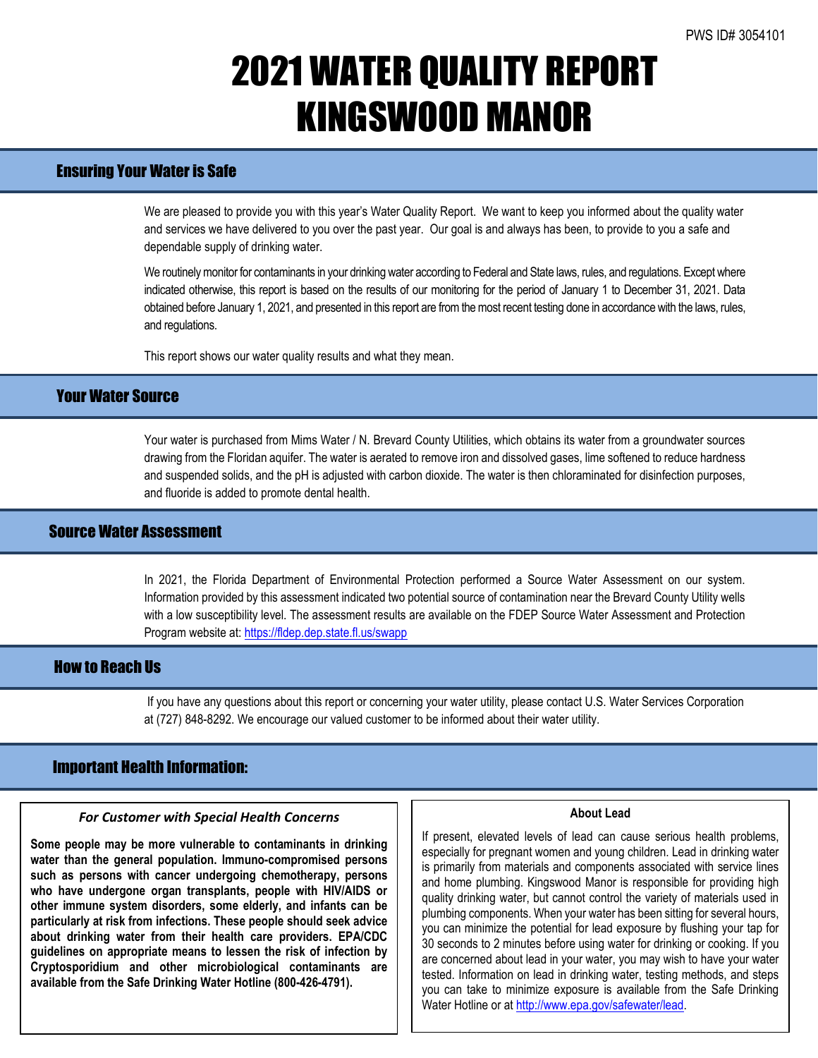PWS ID# 3054101

# 2021 WATER QUALITY REPORT KINGSWOOD MANOR

## Ensuring Your Water is Safe

We are pleased to provide you with this year's Water Quality Report. We want to keep you informed about the quality water and services we have delivered to you over the past year. Our goal is and always has been, to provide to you a safe and dependable supply of drinking water.

We routinely monitor for contaminants in your drinking water according to Federal and State laws, rules, and regulations. Except where indicated otherwise, this report is based on the results of our monitoring for the period of January 1 to December 31, 2021. Data obtained before January 1, 2021, and presented in this report are from the most recent testing done in accordance with the laws, rules, and regulations.

This report shows our water quality results and what they mean.

## Your Water Source

Your water is purchased from Mims Water / N. Brevard County Utilities, which obtains its water from a groundwater sources drawing from the Floridan aquifer. The water is aerated to remove iron and dissolved gases, lime softened to reduce hardness and suspended solids, and the pH is adjusted with carbon dioxide. The water is then chloraminated for disinfection purposes, and fluoride is added to promote dental health.

## Source Water Assessment

In 2021, the Florida Department of Environmental Protection performed a Source Water Assessment on our system. Information provided by this assessment indicated two potential source of contamination near the Brevard County Utility wells with a low susceptibility level. The assessment results are available on the FDEP Source Water Assessment and Protection Program website at: https://fldep.dep.state.fl.us/swapp

## How to Reach Us

If you have any questions about this report or concerning your water utility, please contact U.S. Water Services Corporation at (727) 848-8292. We encourage our valued customer to be informed about their water utility.

## Important Health Information:

### *For Customer with Special Health Concerns*

**Some people may be more vulnerable to contaminants in drinking water than the general population. Immuno-compromised persons such as persons with cancer undergoing chemotherapy, persons who have undergone organ transplants, people with HIV/AIDS or other immune system disorders, some elderly, and infants can be particularly at risk from infections. These people should seek advice about drinking water from their health care providers. EPA/CDC guidelines on appropriate means to lessen the risk of infection by Cryptosporidium and other microbiological contaminants are available from the Safe Drinking Water Hotline (800-426-4791).**

### About Lead

If present, elevated levels of lead can cause serious health problems, especially for pregnant women and young children. Lead in drinking water is primarily from materials and components associated with service lines and home plumbing. Kingswood Manor is responsible for providing high quality drinking water, but cannot control the variety of materials used in plumbing components. When your water has been sitting for several hours, you can minimize the potential for lead exposure by flushing your tap for 30 seconds to 2 minutes before using water for drinking or cooking. If you are concerned about lead in your water, you may wish to have your water tested. Information on lead in drinking water, testing methods, and steps you can take to minimize exposure is available from the Safe Drinking Water Hotline or at http://www.epa.gov/safewater/lead.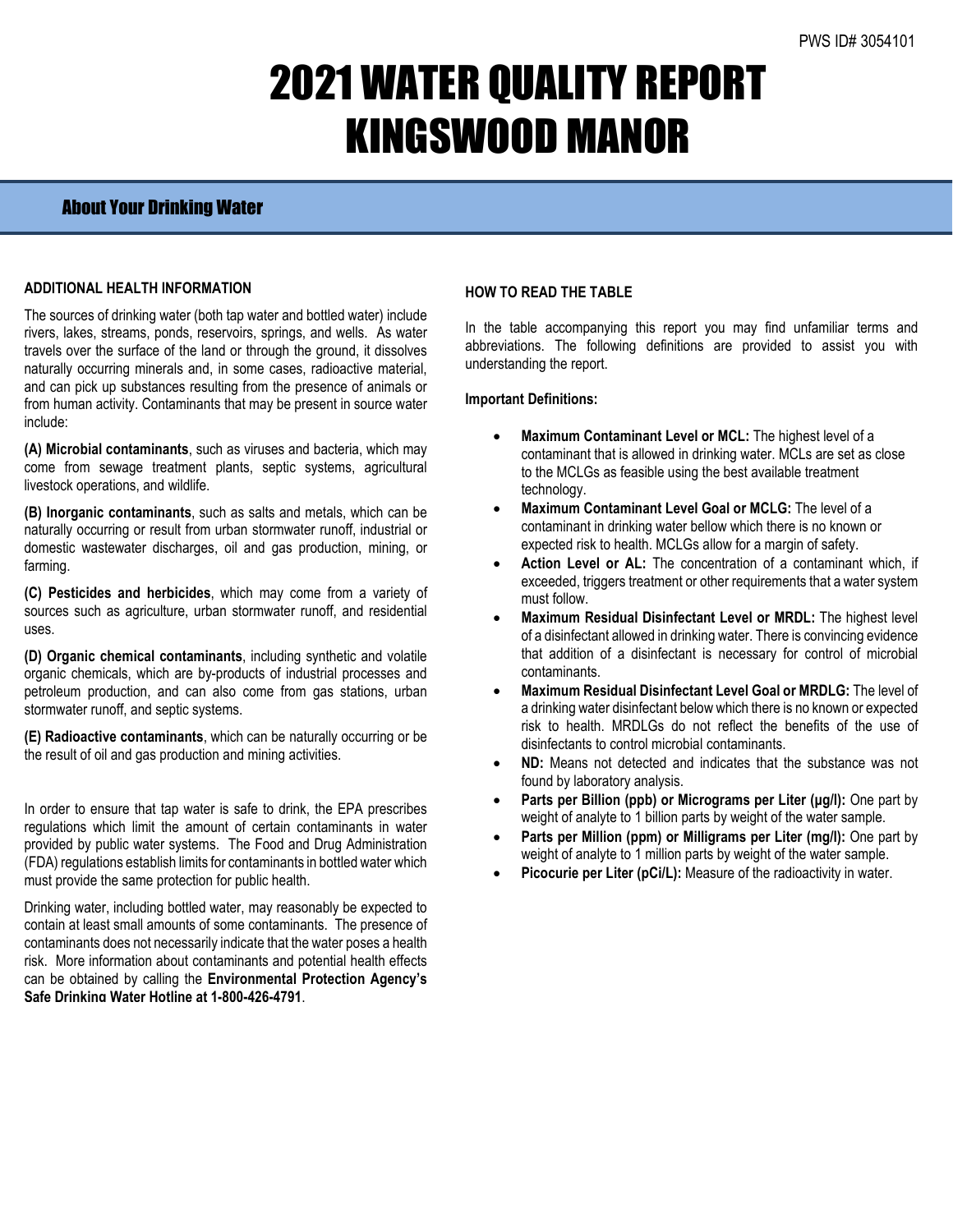PWS ID# 3054101

# 2021 WATER QUALITY REPORT KINGSWOOD MANOR

## About Your Drinking Water

### ADDITIONAL HEALTH INFORMATION

The sources of drinking water (both tap water and bottled water) include rivers, lakes, streams, ponds, reservoirs, springs, and wells. As water travels over the surface of the land or through the ground, it dissolves naturally occurring minerals and, in some cases, radioactive material, and can pick up substances resulting from the presence of animals or from human activity. Contaminants that may be present in source water include:

**(A) Microbial contaminants**, such as viruses and bacteria, which may come from sewage treatment plants, septic systems, agricultural livestock operations, and wildlife.

**(B) Inorganic contaminants**, such as salts and metals, which can be naturally occurring or result from urban stormwater runoff, industrial or domestic wastewater discharges, oil and gas production, mining, or farming.

**(C) Pesticides and herbicides**, which may come from a variety of sources such as agriculture, urban stormwater runoff, and residential uses.

**(D) Organic chemical contaminants**, including synthetic and volatile organic chemicals, which are by-products of industrial processes and petroleum production, and can also come from gas stations, urban stormwater runoff, and septic systems.

**(E) Radioactive contaminants**, which can be naturally occurring or be the result of oil and gas production and mining activities.

In order to ensure that tap water is safe to drink, the EPA prescribes regulations which limit the amount of certain contaminants in water provided by public water systems. The Food and Drug Administration (FDA) regulations establish limits for contaminants in bottled water which must provide the same protection for public health.

Drinking water, including bottled water, may reasonably be expected to contain at least small amounts of some contaminants. The presence of contaminants does not necessarily indicate that the water poses a health risk. More information about contaminants and potential health effects can be obtained by calling the **Environmental Protection Agency's Safe Drinking Water Hotline at 1-800-426-4791**.

### HOW TO READ THE TABLE

In the table accompanying this report you may find unfamiliar terms and abbreviations. The following definitions are provided to assist you with understanding the report.

**Important Definitions:**

- **Maximum Contaminant Level or MCL:** The highest level of a contaminant that is allowed in drinking water. MCLs are set as close to the MCLGs as feasible using the best available treatment technology.
- **Maximum Contaminant Level Goal or MCLG:** The level of a contaminant in drinking water bellow which there is no known or expected risk to health. MCLGs allow for a margin of safety.
- **Action Level or AL:** The concentration of a contaminant which, if exceeded, triggers treatment or other requirements that a water system must follow.
- **Maximum Residual Disinfectant Level or MRDL:** The highest level of a disinfectant allowed in drinking water. There is convincing evidence that addition of a disinfectant is necessary for control of microbial contaminants.
- **Maximum Residual Disinfectant Level Goal or MRDLG:** The level of a drinking water disinfectant below which there is no known or expected risk to health. MRDLGs do not reflect the benefits of the use of disinfectants to control microbial contaminants.
- **ND:** Means not detected and indicates that the substance was not found by laboratory analysis.
- **Parts per Billion (ppb) or Micrograms per Liter (µg/l):** One part by weight of analyte to 1 billion parts by weight of the water sample.
- **Parts per Million (ppm) or Milligrams per Liter (mg/l):** One part by weight of analyte to 1 million parts by weight of the water sample.
- **Picocurie per Liter (pCi/L):** Measure of the radioactivity in water.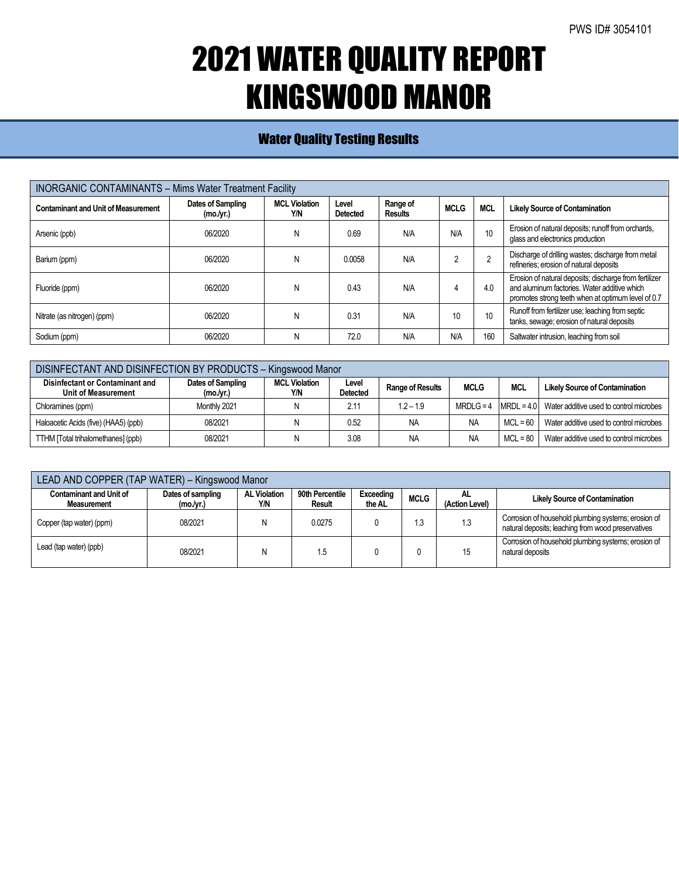PWS ID# 3054101

# 2021 WATER QUALITY REPORT KINGSWOOD MANOR

## Water Quality Testing Results

| INORGANIC CONTAMINANTS – Mims Water Treatment Facility | | | | | | | |
|---|---|---|---|---|---|---|---|
| **Contaminant and Unit of Measurement** | **Dates of Sampling (mo./yr.)** | **MCL Violation Y/N** | **Level Detected** | **Range of Results** | **MCLG** | **MCL** | **Likely Source of Contamination** |
| Arsenic (ppb) | 06/2020 | N | 0.69 | N/A | N/A | 10 | Erosion of natural deposits; runoff from orchards, glass and electronics production |
| Barium (ppm) | 06/2020 | N | 0.0058 | N/A | 2 | 2 | Discharge of drilling wastes; discharge from metal refineries; erosion of natural deposits |
| Fluoride (ppm) | 06/2020 | N | 0.43 | N/A | 4 | 4.0 | Erosion of natural deposits; discharge from fertilizer and aluminum factories. Water additive which promotes strong teeth when at optimum level of 0.7 |
| Nitrate (as nitrogen) (ppm) | 06/2020 | N | 0.31 | N/A | 10 | 10 | Runoff from fertilizer use; leaching from septic tanks, sewage; erosion of natural deposits |
| Sodium (ppm) | 06/2020 | N | 72.0 | N/A | N/A | 160 | Saltwater intrusion, leaching from soil |

| DISINFECTANT AND DISINFECTION BY PRODUCTS – Kingswood Manor | | | | | | | |
|---|---|---|---|---|---|---|---|
| **Disinfectant or Contaminant and Unit of Measurement** | **Dates of Sampling (mo./yr.)** | **MCL Violation Y/N** | **Level Detected** | **Range of Results** | **MCLG** | **MCL** | **Likely Source of Contamination** |
| Chloramines (ppm) | Monthly 2021 | N | 2.11 | 1.2 – 1.9 | MRDLG = 4 | MRDL = 4.0 | Water additive used to control microbes |
| Haloacetic Acids (five) (HAA5) (ppb) | 08/2021 | N | 0.52 | NA | NA | MCL = 60 | Water additive used to control microbes |
| TTHM [Total trihalomethanes] (ppb) | 08/2021 | N | 3.08 | NA | NA | MCL = 80 | Water additive used to control microbes |

| LEAD AND COPPER (TAP WATER) – Kingswood Manor | | | | | | | |
|---|---|---|---|---|---|---|---|
| **Contaminant and Unit of Measurement** | **Dates of sampling (mo./yr.)** | **AL Violation Y/N** | **90th Percentile Result** | **Exceeding the AL** | **MCLG** | **AL (Action Level)** | **Likely Source of Contamination** |
| Copper (tap water) (ppm) | 08/2021 | N | 0.0275 | 0 | 1.3 | 1.3 | Corrosion of household plumbing systems; erosion of natural deposits; leaching from wood preservatives |
| Lead (tap water) (ppb) | 08/2021 | N | 1.5 | 0 | 0 | 15 | Corrosion of household plumbing systems; erosion of natural deposits |